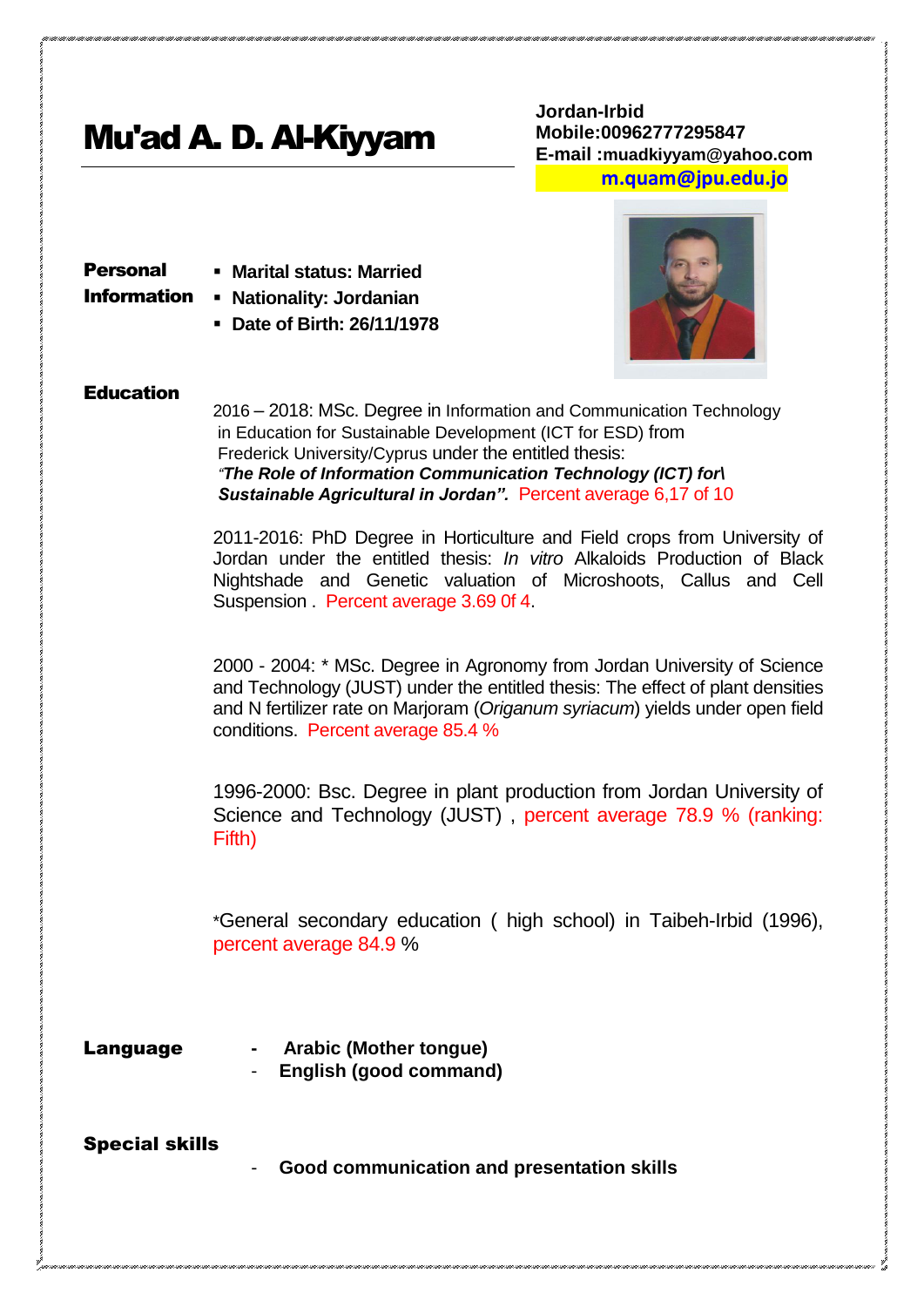# Mu'ad A. D. Al-Kiyyam

**Jordan-Irbid**
**Mobile:00962777295847**
**E-mail :muadkiyyam@yahoo.com**
**m.quam@jpu.edu.jo**

## Personal Information

- **Marital status: Married**
- **Nationality: Jordanian**
- **Date of Birth: 26/11/1978**

## Education

2016 – 2018: MSc. Degree in Information and Communication Technology in Education for Sustainable Development (ICT for ESD) from Frederick University/Cyprus under the entitled thesis: *"**The Role of Information Communication Technology (ICT) for\ Sustainable Agricultural in Jordan".*** Percent average 6,17 of 10

2011-2016: PhD Degree in Horticulture and Field crops from University of Jordan under the entitled thesis: *In vitro* Alkaloids Production of Black Nightshade and Genetic valuation of Microshoots, Callus and Cell Suspension . Percent average 3.69 0f 4.

2000 - 2004: * MSc. Degree in Agronomy from Jordan University of Science and Technology (JUST) under the entitled thesis: The effect of plant densities and N fertilizer rate on Marjoram (*Origanum syriacum*) yields under open field conditions. Percent average 85.4 %

1996-2000: Bsc. Degree in plant production from Jordan University of Science and Technology (JUST) , percent average 78.9 % (ranking: Fifth)

*General secondary education ( high school) in Taibeh-Irbid (1996), percent average 84.9 %

## Language

- **Arabic (Mother tongue)**
- **English (good command)**

## Special skills

- **Good communication and presentation skills**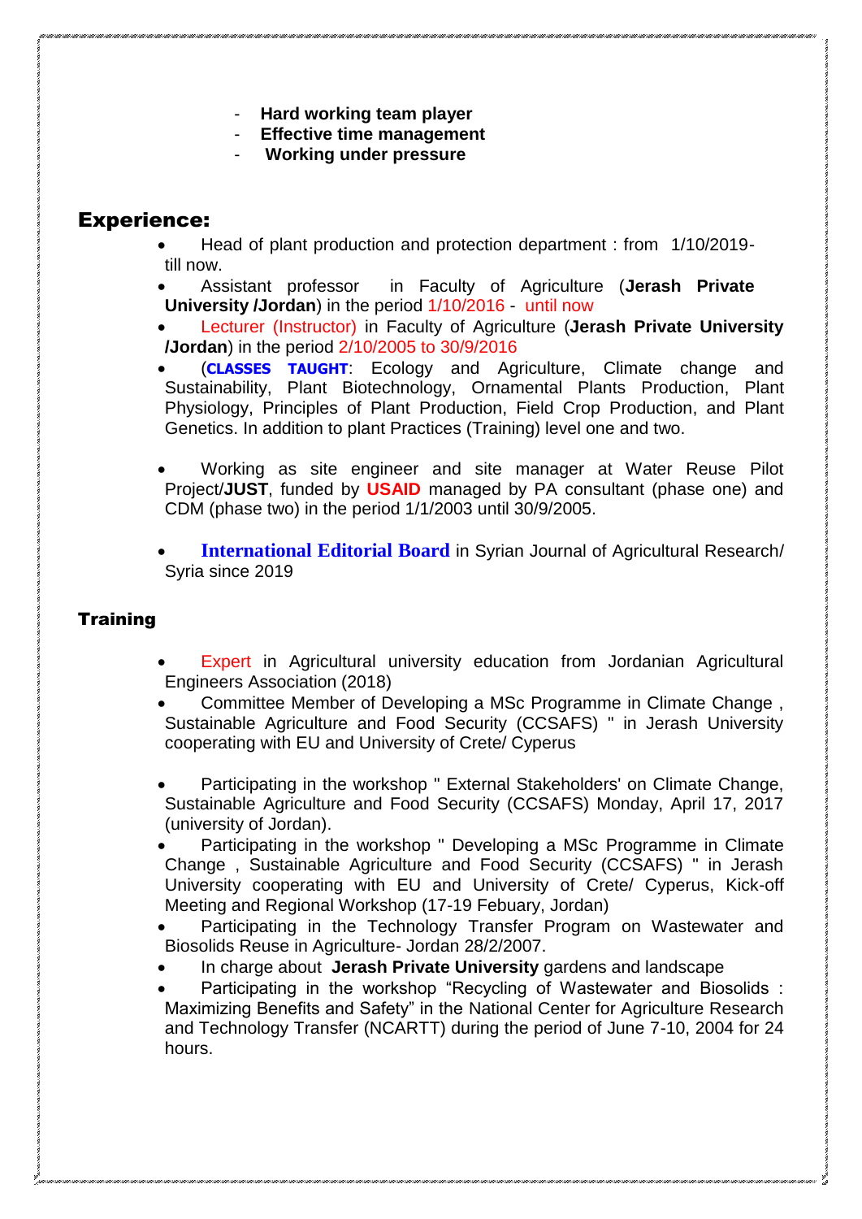- **Hard working team player**
- **Effective time management**
- **Working under pressure**

## Experience:

- Head of plant production and protection department : from 1/10/2019- till now.
- Assistant professor in Faculty of Agriculture (**Jerash Private University /Jordan**) in the period 1/10/2016 - until now
- Lecturer (Instructor) in Faculty of Agriculture (**Jerash Private University /Jordan**) in the period 2/10/2005 to 30/9/2016
- (**CLASSES TAUGHT**: Ecology and Agriculture, Climate change and Sustainability, Plant Biotechnology, Ornamental Plants Production, Plant Physiology, Principles of Plant Production, Field Crop Production, and Plant Genetics. In addition to plant Practices (Training) level one and two.

- Working as site engineer and site manager at Water Reuse Pilot Project/**JUST**, funded by **USAID** managed by PA consultant (phase one) and CDM (phase two) in the period 1/1/2003 until 30/9/2005.

- **International Editorial Board** in Syrian Journal of Agricultural Research/ Syria since 2019

## Training

- Expert in Agricultural university education from Jordanian Agricultural Engineers Association (2018)
- Committee Member of Developing a MSc Programme in Climate Change , Sustainable Agriculture and Food Security (CCSAFS) " in Jerash University cooperating with EU and University of Crete/ Cyperus

- Participating in the workshop " External Stakeholders' on Climate Change, Sustainable Agriculture and Food Security (CCSAFS) Monday, April 17, 2017 (university of Jordan).
- Participating in the workshop " Developing a MSc Programme in Climate Change , Sustainable Agriculture and Food Security (CCSAFS) " in Jerash University cooperating with EU and University of Crete/ Cyperus, Kick-off Meeting and Regional Workshop (17-19 Febuary, Jordan)
- Participating in the Technology Transfer Program on Wastewater and Biosolids Reuse in Agriculture- Jordan 28/2/2007.
- In charge about **Jerash Private University** gardens and landscape
- Participating in the workshop “Recycling of Wastewater and Biosolids : Maximizing Benefits and Safety” in the National Center for Agriculture Research and Technology Transfer (NCARTT) during the period of June 7-10, 2004 for 24 hours.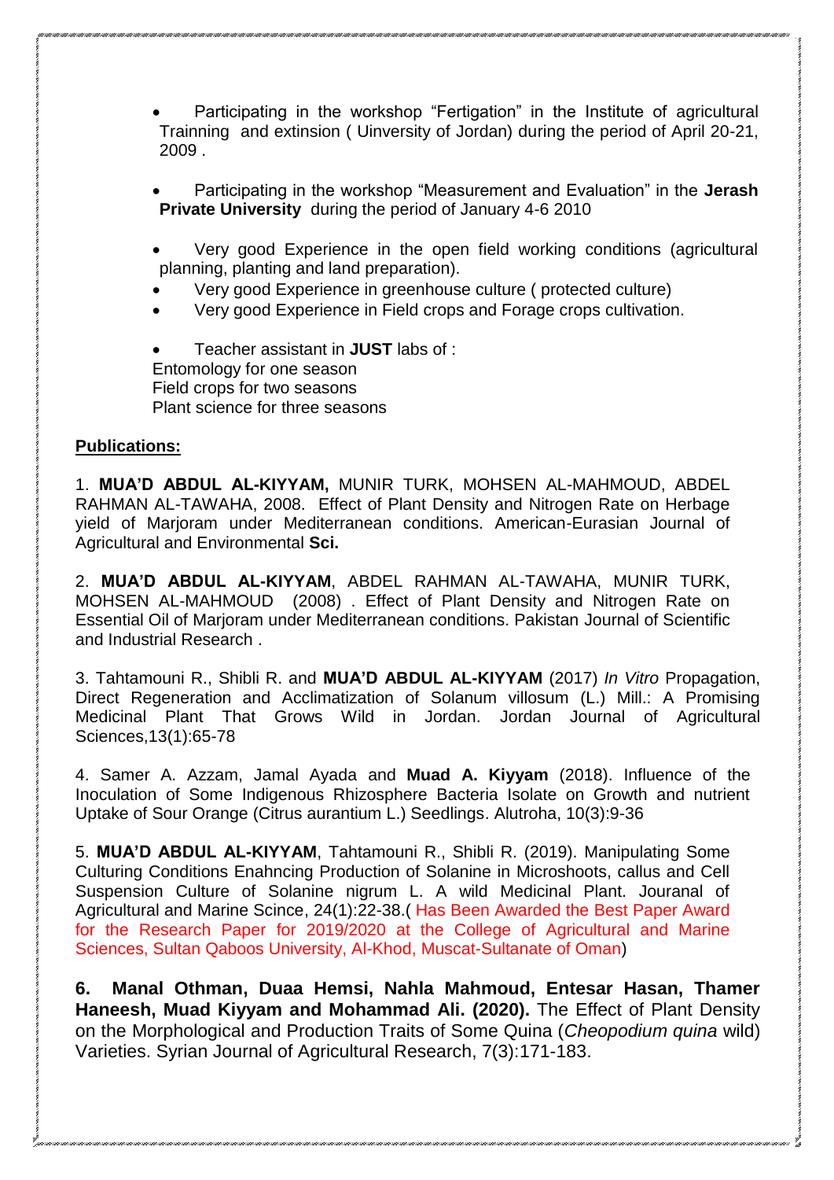- Participating in the workshop “Fertigation” in the Institute of agricultural Trainning and extinsion ( Uinversity of Jordan) during the period of April 20-21, 2009 .

- Participating in the workshop “Measurement and Evaluation” in the **Jerash Private University** during the period of January 4-6 2010

- Very good Experience in the open field working conditions (agricultural planning, planting and land preparation).
- Very good Experience in greenhouse culture ( protected culture)
- Very good Experience in Field crops and Forage crops cultivation.

- Teacher assistant in **JUST** labs of :

Entomology for one season
Field crops for two seasons
Plant science for three seasons

**Publications:**

1. **MUA'D ABDUL AL-KIYYAM,** MUNIR TURK, MOHSEN AL-MAHMOUD, ABDEL RAHMAN AL-TAWAHA, 2008. Effect of Plant Density and Nitrogen Rate on Herbage yield of Marjoram under Mediterranean conditions. American-Eurasian Journal of Agricultural and Environmental **Sci.**

2. **MUA'D ABDUL AL-KIYYAM**, ABDEL RAHMAN AL-TAWAHA, MUNIR TURK, MOHSEN AL-MAHMOUD (2008) . Effect of Plant Density and Nitrogen Rate on Essential Oil of Marjoram under Mediterranean conditions. Pakistan Journal of Scientific and Industrial Research .

3. Tahtamouni R., Shibli R. and **MUA'D ABDUL AL-KIYYAM** (2017) *In Vitro* Propagation, Direct Regeneration and Acclimatization of Solanum villosum (L.) Mill.: A Promising Medicinal Plant That Grows Wild in Jordan. Jordan Journal of Agricultural Sciences,13(1):65-78

4. Samer A. Azzam, Jamal Ayada and **Muad A. Kiyyam** (2018). Influence of the Inoculation of Some Indigenous Rhizosphere Bacteria Isolate on Growth and nutrient Uptake of Sour Orange (Citrus aurantium L.) Seedlings. Alutroha, 10(3):9-36

5. **MUA'D ABDUL AL-KIYYAM**, Tahtamouni R., Shibli R. (2019). Manipulating Some Culturing Conditions Enahncing Production of Solanine in Microshoots, callus and Cell Suspension Culture of Solanine nigrum L. A wild Medicinal Plant. Jouranal of Agricultural and Marine Scince, 24(1):22-38.( Has Been Awarded the Best Paper Award for the Research Paper for 2019/2020 at the College of Agricultural and Marine Sciences, Sultan Qaboos University, Al-Khod, Muscat-Sultanate of Oman)

**6. Manal Othman, Duaa Hemsi, Nahla Mahmoud, Entesar Hasan, Thamer Haneesh, Muad Kiyyam and Mohammad Ali. (2020).** The Effect of Plant Density on the Morphological and Production Traits of Some Quina (*Cheopodium quina* wild) Varieties. Syrian Journal of Agricultural Research, 7(3):171-183.